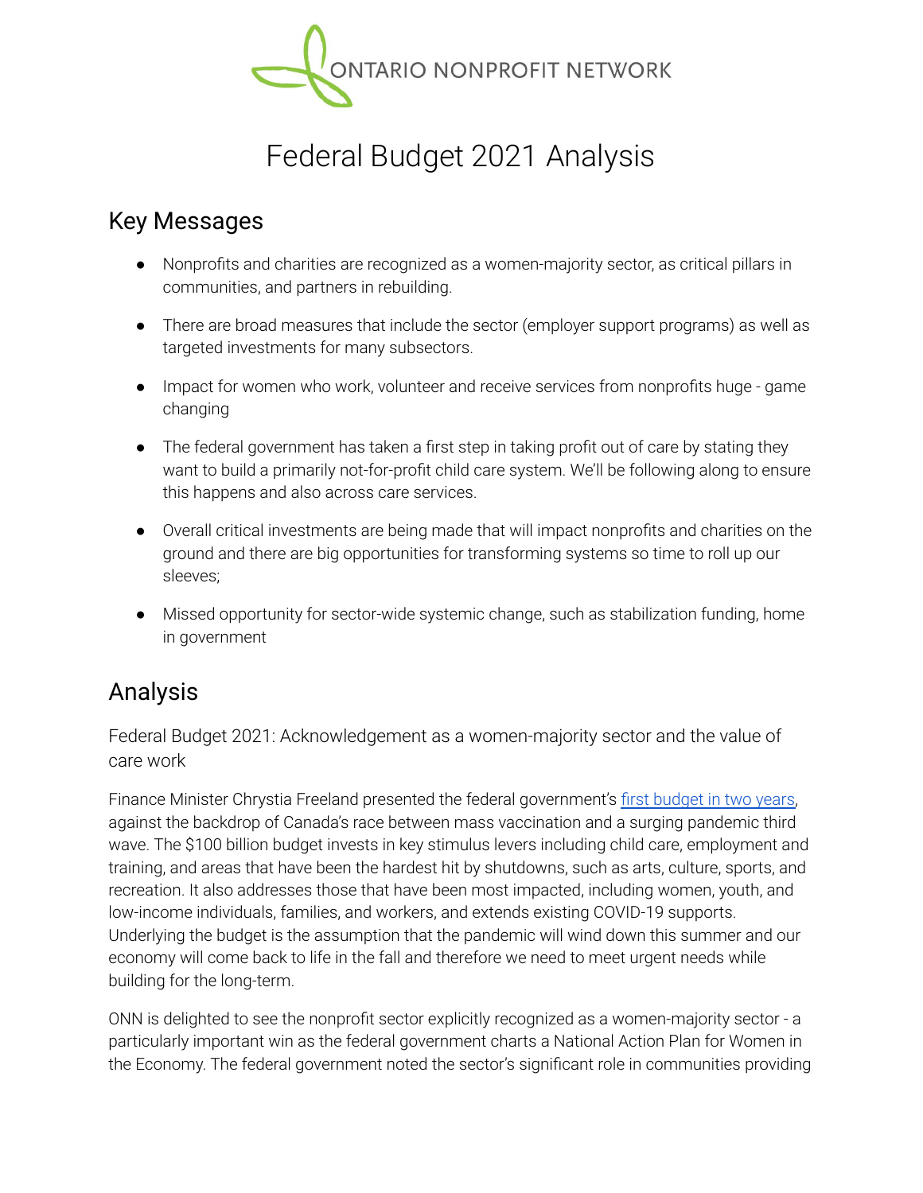ONTARIO NONPROFIT NETWORK

# Federal Budget 2021 Analysis

## Key Messages

- Nonprofits and charities are recognized as a women-majority sector, as critical pillars in communities, and partners in rebuilding.
- There are broad measures that include the sector (employer support programs) as well as targeted investments for many subsectors.
- Impact for women who work, volunteer and receive services from nonprofits huge - game changing
- The federal government has taken a first step in taking profit out of care by stating they want to build a primarily not-for-profit child care system. We'll be following along to ensure this happens and also across care services.
- Overall critical investments are being made that will impact nonprofits and charities on the ground and there are big opportunities for transforming systems so time to roll up our sleeves;
- Missed opportunity for sector-wide systemic change, such as stabilization funding, home in government

## Analysis

### Federal Budget 2021: Acknowledgement as a women-majority sector and the value of care work

Finance Minister Chrystia Freeland presented the federal government's [first budget in two years](), against the backdrop of Canada's race between mass vaccination and a surging pandemic third wave. The $100 billion budget invests in key stimulus levers including child care, employment and training, and areas that have been the hardest hit by shutdowns, such as arts, culture, sports, and recreation. It also addresses those that have been most impacted, including women, youth, and low-income individuals, families, and workers, and extends existing COVID-19 supports. Underlying the budget is the assumption that the pandemic will wind down this summer and our economy will come back to life in the fall and therefore we need to meet urgent needs while building for the long-term.

ONN is delighted to see the nonprofit sector explicitly recognized as a women-majority sector - a particularly important win as the federal government charts a National Action Plan for Women in the Economy. The federal government noted the sector's significant role in communities providing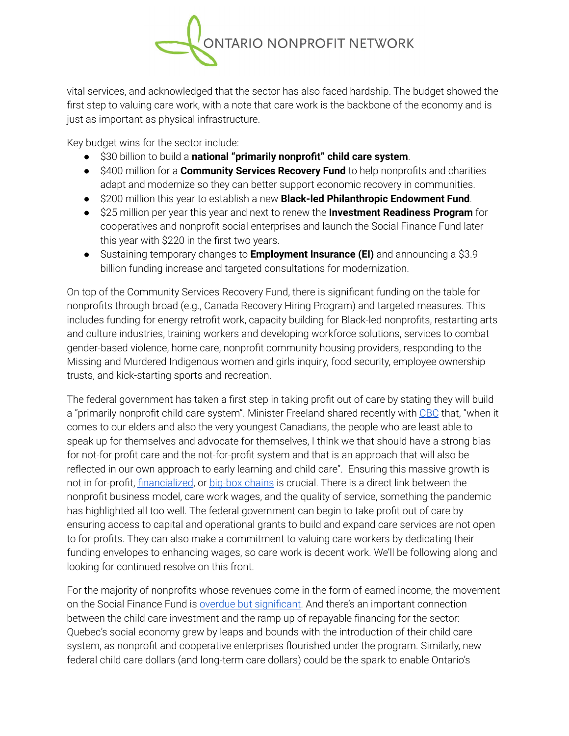vital services, and acknowledged that the sector has also faced hardship. The budget showed the first step to valuing care work, with a note that care work is the backbone of the economy and is just as important as physical infrastructure.

Key budget wins for the sector include:

- $30 billion to build a **national "primarily nonprofit" child care system**.
- $400 million for a **Community Services Recovery Fund** to help nonprofits and charities adapt and modernize so they can better support economic recovery in communities.
- $200 million this year to establish a new **Black-led Philanthropic Endowment Fund**.
- $25 million per year this year and next to renew the **Investment Readiness Program** for cooperatives and nonprofit social enterprises and launch the Social Finance Fund later this year with $220 in the first two years.
- Sustaining temporary changes to **Employment Insurance (EI)** and announcing a $3.9 billion funding increase and targeted consultations for modernization.

On top of the Community Services Recovery Fund, there is significant funding on the table for nonprofits through broad (e.g., Canada Recovery Hiring Program) and targeted measures. This includes funding for energy retrofit work, capacity building for Black-led nonprofits, restarting arts and culture industries, training workers and developing workforce solutions, services to combat gender-based violence, home care, nonprofit community housing providers, responding to the Missing and Murdered Indigenous women and girls inquiry, food security, employee ownership trusts, and kick-starting sports and recreation.

The federal government has taken a first step in taking profit out of care by stating they will build a "primarily nonprofit child care system". Minister Freeland shared recently with CBC that, "when it comes to our elders and also the very youngest Canadians, the people who are least able to speak up for themselves and advocate for themselves, I think we that should have a strong bias for not-for profit care and the not-for-profit system and that is an approach that will also be reflected in our own approach to early learning and child care". Ensuring this massive growth is not in for-profit, financialized, or big-box chains is crucial. There is a direct link between the nonprofit business model, care work wages, and the quality of service, something the pandemic has highlighted all too well. The federal government can begin to take profit out of care by ensuring access to capital and operational grants to build and expand care services are not open to for-profits. They can also make a commitment to valuing care workers by dedicating their funding envelopes to enhancing wages, so care work is decent work. We'll be following along and looking for continued resolve on this front.

For the majority of nonprofits whose revenues come in the form of earned income, the movement on the Social Finance Fund is overdue but significant. And there's an important connection between the child care investment and the ramp up of repayable financing for the sector: Quebec's social economy grew by leaps and bounds with the introduction of their child care system, as nonprofit and cooperative enterprises flourished under the program. Similarly, new federal child care dollars (and long-term care dollars) could be the spark to enable Ontario's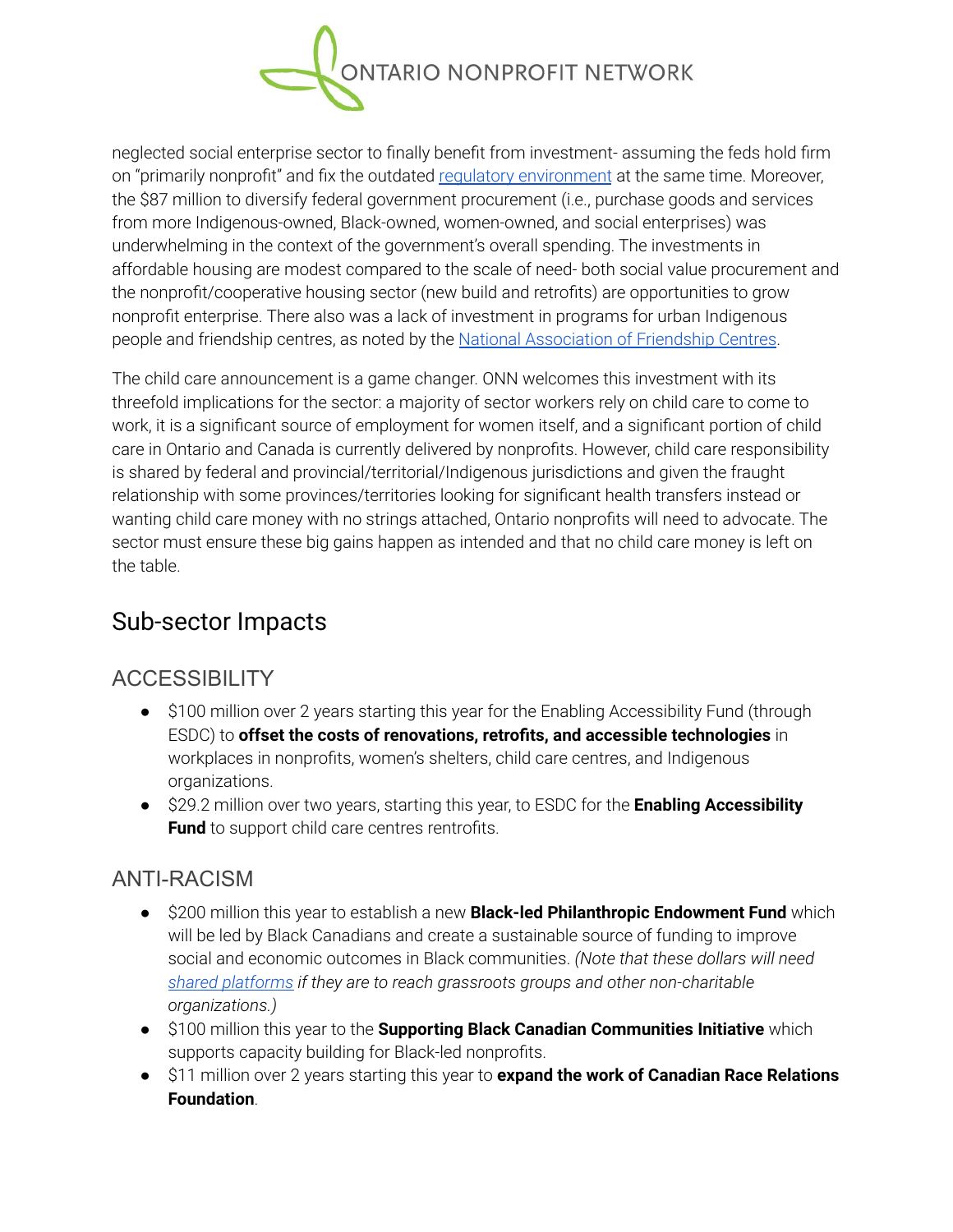neglected social enterprise sector to finally benefit from investment- assuming the feds hold firm on "primarily nonprofit" and fix the outdated [regulatory environment](#) at the same time. Moreover, the $87 million to diversify federal government procurement (i.e., purchase goods and services from more Indigenous-owned, Black-owned, women-owned, and social enterprises) was underwhelming in the context of the government's overall spending. The investments in affordable housing are modest compared to the scale of need- both social value procurement and the nonprofit/cooperative housing sector (new build and retrofits) are opportunities to grow nonprofit enterprise. There also was a lack of investment in programs for urban Indigenous people and friendship centres, as noted by the [National Association of Friendship Centres](#).

The child care announcement is a game changer. ONN welcomes this investment with its threefold implications for the sector: a majority of sector workers rely on child care to come to work, it is a significant source of employment for women itself, and a significant portion of child care in Ontario and Canada is currently delivered by nonprofits. However, child care responsibility is shared by federal and provincial/territorial/Indigenous jurisdictions and given the fraught relationship with some provinces/territories looking for significant health transfers instead or wanting child care money with no strings attached, Ontario nonprofits will need to advocate. The sector must ensure these big gains happen as intended and that no child care money is left on the table.

## Sub-sector Impacts

### ACCESSIBILITY

- $100 million over 2 years starting this year for the Enabling Accessibility Fund (through ESDC) to **offset the costs of renovations, retrofits, and accessible technologies** in workplaces in nonprofits, women's shelters, child care centres, and Indigenous organizations.
- $29.2 million over two years, starting this year, to ESDC for the **Enabling Accessibility Fund** to support child care centres rentrofits.

### ANTI-RACISM

- $200 million this year to establish a new **Black-led Philanthropic Endowment Fund** which will be led by Black Canadians and create a sustainable source of funding to improve social and economic outcomes in Black communities. *(Note that these dollars will need [shared platforms](#) if they are to reach grassroots groups and other non-charitable organizations.)*
- $100 million this year to the **Supporting Black Canadian Communities Initiative** which supports capacity building for Black-led nonprofits.
- $11 million over 2 years starting this year to **expand the work of Canadian Race Relations Foundation**.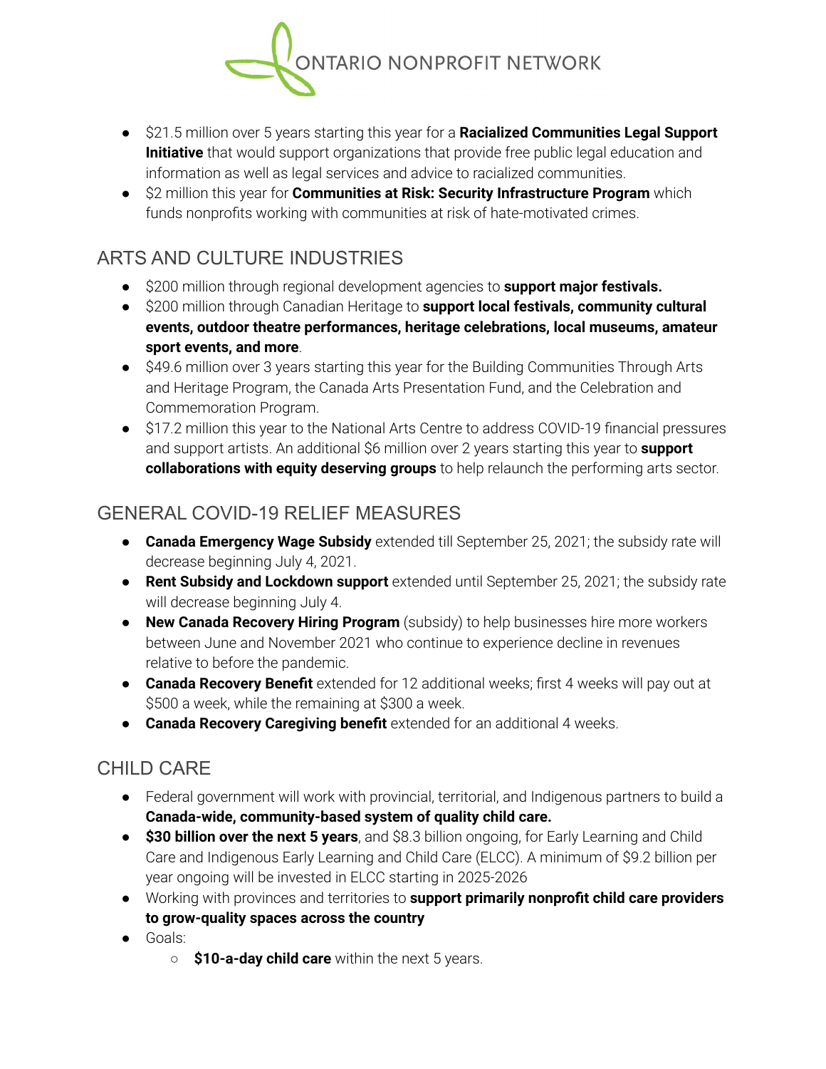- $21.5 million over 5 years starting this year for a **Racialized Communities Legal Support Initiative** that would support organizations that provide free public legal education and information as well as legal services and advice to racialized communities.
- $2 million this year for **Communities at Risk: Security Infrastructure Program** which funds nonprofits working with communities at risk of hate-motivated crimes.

## ARTS AND CULTURE INDUSTRIES

- $200 million through regional development agencies to **support major festivals.**
- $200 million through Canadian Heritage to **support local festivals, community cultural events, outdoor theatre performances, heritage celebrations, local museums, amateur sport events, and more**.
- $49.6 million over 3 years starting this year for the Building Communities Through Arts and Heritage Program, the Canada Arts Presentation Fund, and the Celebration and Commemoration Program.
- $17.2 million this year to the National Arts Centre to address COVID-19 financial pressures and support artists. An additional $6 million over 2 years starting this year to **support collaborations with equity deserving groups** to help relaunch the performing arts sector.

## GENERAL COVID-19 RELIEF MEASURES

- **Canada Emergency Wage Subsidy** extended till September 25, 2021; the subsidy rate will decrease beginning July 4, 2021.
- **Rent Subsidy and Lockdown support** extended until September 25, 2021; the subsidy rate will decrease beginning July 4.
- **New Canada Recovery Hiring Program** (subsidy) to help businesses hire more workers between June and November 2021 who continue to experience decline in revenues relative to before the pandemic.
- **Canada Recovery Benefit** extended for 12 additional weeks; first 4 weeks will pay out at $500 a week, while the remaining at $300 a week.
- **Canada Recovery Caregiving benefit** extended for an additional 4 weeks.

## CHILD CARE

- Federal government will work with provincial, territorial, and Indigenous partners to build a **Canada-wide, community-based system of quality child care.**
- **$30 billion over the next 5 years**, and $8.3 billion ongoing, for Early Learning and Child Care and Indigenous Early Learning and Child Care (ELCC). A minimum of $9.2 billion per year ongoing will be invested in ELCC starting in 2025-2026
- Working with provinces and territories to **support primarily nonprofit child care providers to grow-quality spaces across the country**
- Goals:
  - **$10-a-day child care** within the next 5 years.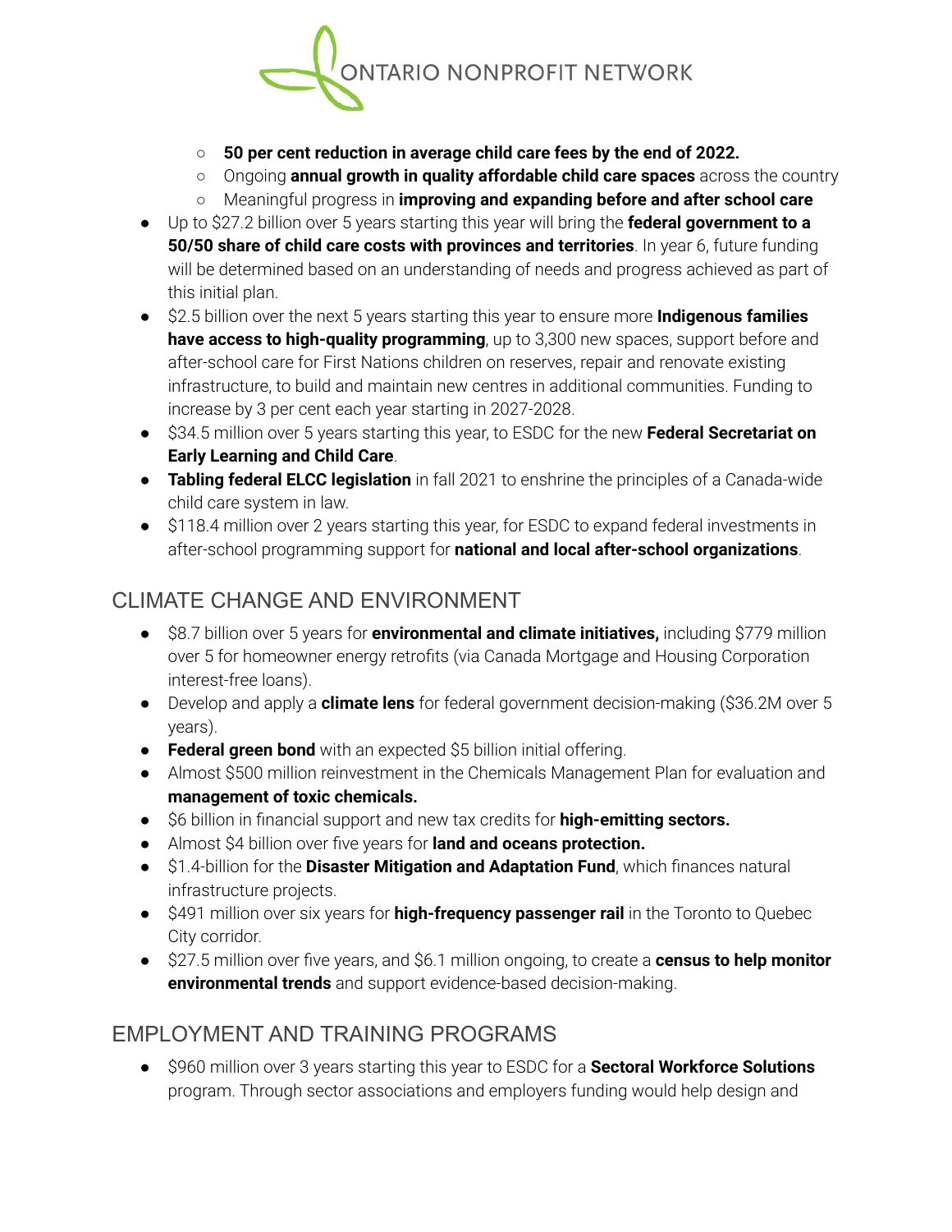- **50 per cent reduction in average child care fees by the end of 2022.**
  - Ongoing **annual growth in quality affordable child care spaces** across the country
  - Meaningful progress in **improving and expanding before and after school care**
- Up to $27.2 billion over 5 years starting this year will bring the **federal government to a 50/50 share of child care costs with provinces and territories**. In year 6, future funding will be determined based on an understanding of needs and progress achieved as part of this initial plan.
- $2.5 billion over the next 5 years starting this year to ensure more **Indigenous families have access to high-quality programming**, up to 3,300 new spaces, support before and after-school care for First Nations children on reserves, repair and renovate existing infrastructure, to build and maintain new centres in additional communities. Funding to increase by 3 per cent each year starting in 2027-2028.
- $34.5 million over 5 years starting this year, to ESDC for the new **Federal Secretariat on Early Learning and Child Care**.
- **Tabling federal ELCC legislation** in fall 2021 to enshrine the principles of a Canada-wide child care system in law.
- $118.4 million over 2 years starting this year, for ESDC to expand federal investments in after-school programming support for **national and local after-school organizations**.

## CLIMATE CHANGE AND ENVIRONMENT

- $8.7 billion over 5 years for **environmental and climate initiatives,** including $779 million over 5 for homeowner energy retrofits (via Canada Mortgage and Housing Corporation interest-free loans).
- Develop and apply a **climate lens** for federal government decision-making ($36.2M over 5 years).
- **Federal green bond** with an expected $5 billion initial offering.
- Almost $500 million reinvestment in the Chemicals Management Plan for evaluation and **management of toxic chemicals.**
- $6 billion in financial support and new tax credits for **high-emitting sectors.**
- Almost $4 billion over five years for **land and oceans protection.**
- $1.4-billion for the **Disaster Mitigation and Adaptation Fund**, which finances natural infrastructure projects.
- $491 million over six years for **high-frequency passenger rail** in the Toronto to Quebec City corridor.
- $27.5 million over five years, and $6.1 million ongoing, to create a **census to help monitor environmental trends** and support evidence-based decision-making.

## EMPLOYMENT AND TRAINING PROGRAMS

- $960 million over 3 years starting this year to ESDC for a **Sectoral Workforce Solutions** program. Through sector associations and employers funding would help design and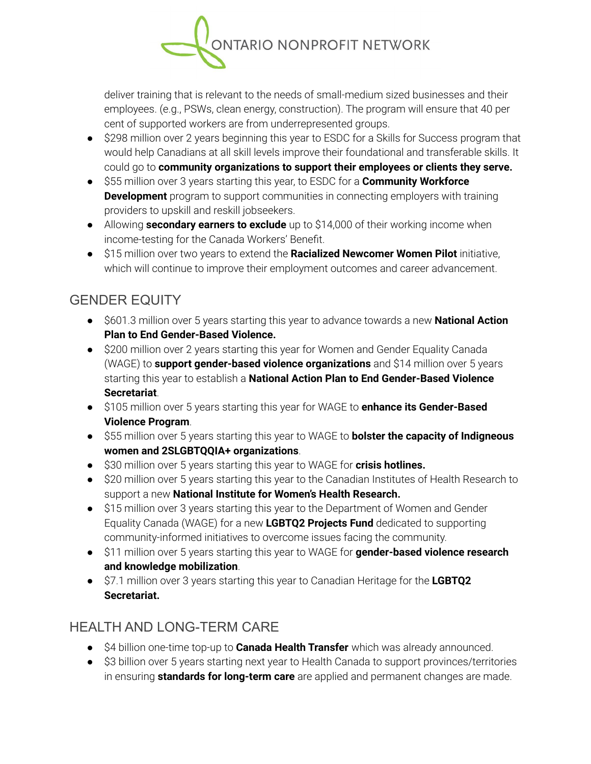deliver training that is relevant to the needs of small-medium sized businesses and their employees. (e.g., PSWs, clean energy, construction). The program will ensure that 40 per cent of supported workers are from underrepresented groups.

- $298 million over 2 years beginning this year to ESDC for a Skills for Success program that would help Canadians at all skill levels improve their foundational and transferable skills. It could go to **community organizations to support their employees or clients they serve.**
- $55 million over 3 years starting this year, to ESDC for a **Community Workforce Development** program to support communities in connecting employers with training providers to upskill and reskill jobseekers.
- Allowing **secondary earners to exclude** up to $14,000 of their working income when income-testing for the Canada Workers' Benefit.
- $15 million over two years to extend the **Racialized Newcomer Women Pilot** initiative, which will continue to improve their employment outcomes and career advancement.

## GENDER EQUITY

- $601.3 million over 5 years starting this year to advance towards a new **National Action Plan to End Gender-Based Violence.**
- $200 million over 2 years starting this year for Women and Gender Equality Canada (WAGE) to **support gender-based violence organizations** and $14 million over 5 years starting this year to establish a **National Action Plan to End Gender-Based Violence Secretariat**.
- $105 million over 5 years starting this year for WAGE to **enhance its Gender-Based Violence Program**.
- $55 million over 5 years starting this year to WAGE to **bolster the capacity of Indigenous women and 2SLGBTQQIA+ organizations**.
- $30 million over 5 years starting this year to WAGE for **crisis hotlines.**
- $20 million over 5 years starting this year to the Canadian Institutes of Health Research to support a new **National Institute for Women's Health Research.**
- $15 million over 3 years starting this year to the Department of Women and Gender Equality Canada (WAGE) for a new **LGBTQ2 Projects Fund** dedicated to supporting community-informed initiatives to overcome issues facing the community.
- $11 million over 5 years starting this year to WAGE for **gender-based violence research and knowledge mobilization**.
- $7.1 million over 3 years starting this year to Canadian Heritage for the **LGBTQ2 Secretariat.**

## HEALTH AND LONG-TERM CARE

- $4 billion one-time top-up to **Canada Health Transfer** which was already announced.
- $3 billion over 5 years starting next year to Health Canada to support provinces/territories in ensuring **standards for long-term care** are applied and permanent changes are made.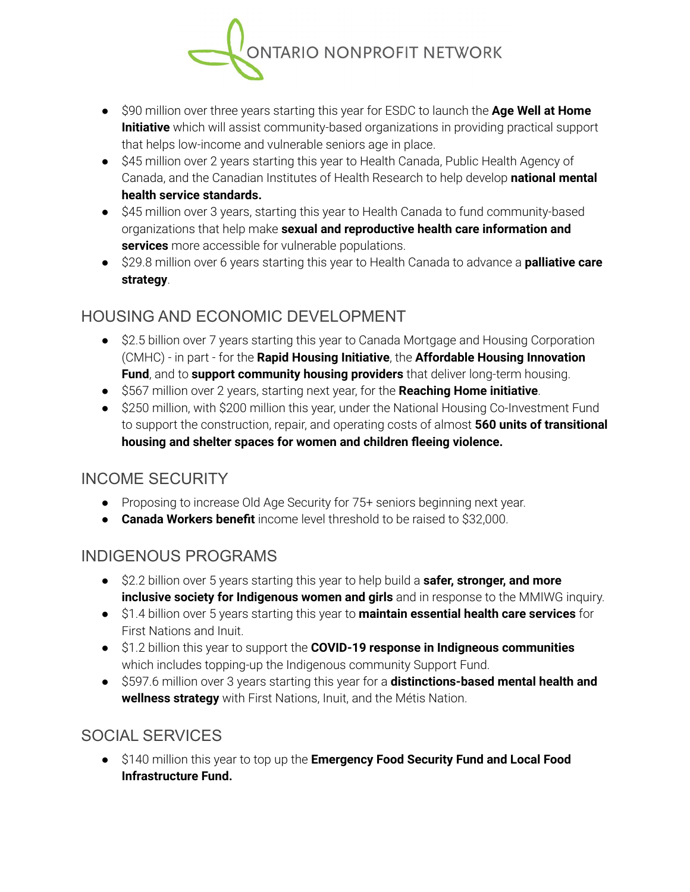- $90 million over three years starting this year for ESDC to launch the **Age Well at Home Initiative** which will assist community-based organizations in providing practical support that helps low-income and vulnerable seniors age in place.
- $45 million over 2 years starting this year to Health Canada, Public Health Agency of Canada, and the Canadian Institutes of Health Research to help develop **national mental health service standards.**
- $45 million over 3 years, starting this year to Health Canada to fund community-based organizations that help make **sexual and reproductive health care information and services** more accessible for vulnerable populations.
- $29.8 million over 6 years starting this year to Health Canada to advance a **palliative care strategy**.

## HOUSING AND ECONOMIC DEVELOPMENT

- $2.5 billion over 7 years starting this year to Canada Mortgage and Housing Corporation (CMHC) - in part - for the **Rapid Housing Initiative**, the **Affordable Housing Innovation Fund**, and to **support community housing providers** that deliver long-term housing.
- $567 million over 2 years, starting next year, for the **Reaching Home initiative**.
- $250 million, with $200 million this year, under the National Housing Co-Investment Fund to support the construction, repair, and operating costs of almost **560 units of transitional housing and shelter spaces for women and children fleeing violence.**

## INCOME SECURITY

- Proposing to increase Old Age Security for 75+ seniors beginning next year.
- **Canada Workers benefit** income level threshold to be raised to $32,000.

## INDIGENOUS PROGRAMS

- $2.2 billion over 5 years starting this year to help build a **safer, stronger, and more inclusive society for Indigenous women and girls** and in response to the MMIWG inquiry.
- $1.4 billion over 5 years starting this year to **maintain essential health care services** for First Nations and Inuit.
- $1.2 billion this year to support the **COVID-19 response in Indigneous communities** which includes topping-up the Indigenous community Support Fund.
- $597.6 million over 3 years starting this year for a **distinctions-based mental health and wellness strategy** with First Nations, Inuit, and the Métis Nation.

## SOCIAL SERVICES

- $140 million this year to top up the **Emergency Food Security Fund and Local Food Infrastructure Fund.**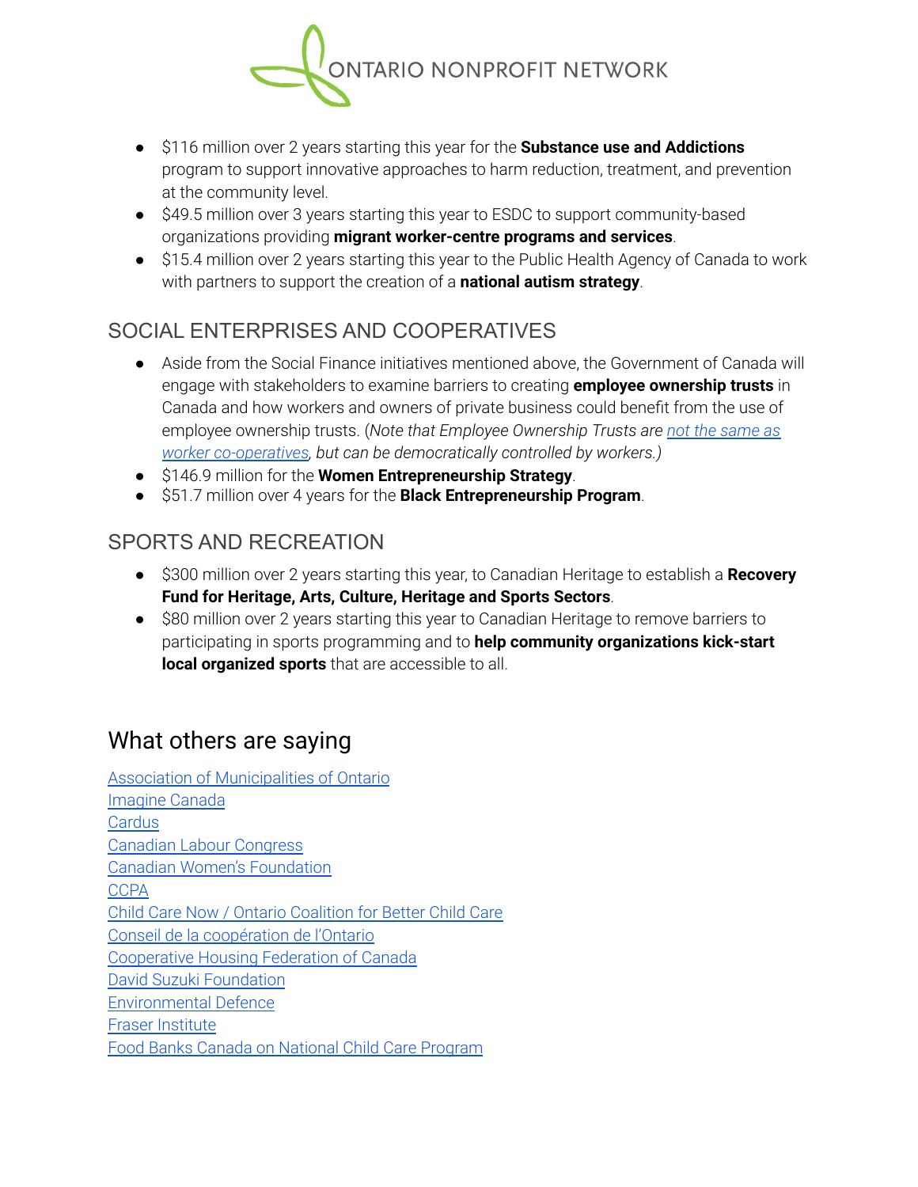- $116 million over 2 years starting this year for the **Substance use and Addictions** program to support innovative approaches to harm reduction, treatment, and prevention at the community level.
- $49.5 million over 3 years starting this year to ESDC to support community-based organizations providing **migrant worker-centre programs and services**.
- $15.4 million over 2 years starting this year to the Public Health Agency of Canada to work with partners to support the creation of a **national autism strategy**.

## SOCIAL ENTERPRISES AND COOPERATIVES

- Aside from the Social Finance initiatives mentioned above, the Government of Canada will engage with stakeholders to examine barriers to creating **employee ownership trusts** in Canada and how workers and owners of private business could benefit from the use of employee ownership trusts. (*Note that Employee Ownership Trusts are not the same as worker co-operatives, but can be democratically controlled by workers.)*
- $146.9 million for the **Women Entrepreneurship Strategy**.
- $51.7 million over 4 years for the **Black Entrepreneurship Program**.

## SPORTS AND RECREATION

- $300 million over 2 years starting this year, to Canadian Heritage to establish a **Recovery Fund for Heritage, Arts, Culture, Heritage and Sports Sectors**.
- $80 million over 2 years starting this year to Canadian Heritage to remove barriers to participating in sports programming and to **help community organizations kick-start local organized sports** that are accessible to all.

# What others are saying

Association of Municipalities of Ontario
Imagine Canada
Cardus
Canadian Labour Congress
Canadian Women's Foundation
CCPA
Child Care Now / Ontario Coalition for Better Child Care
Conseil de la coopération de l'Ontario
Cooperative Housing Federation of Canada
David Suzuki Foundation
Environmental Defence
Fraser Institute
Food Banks Canada on National Child Care Program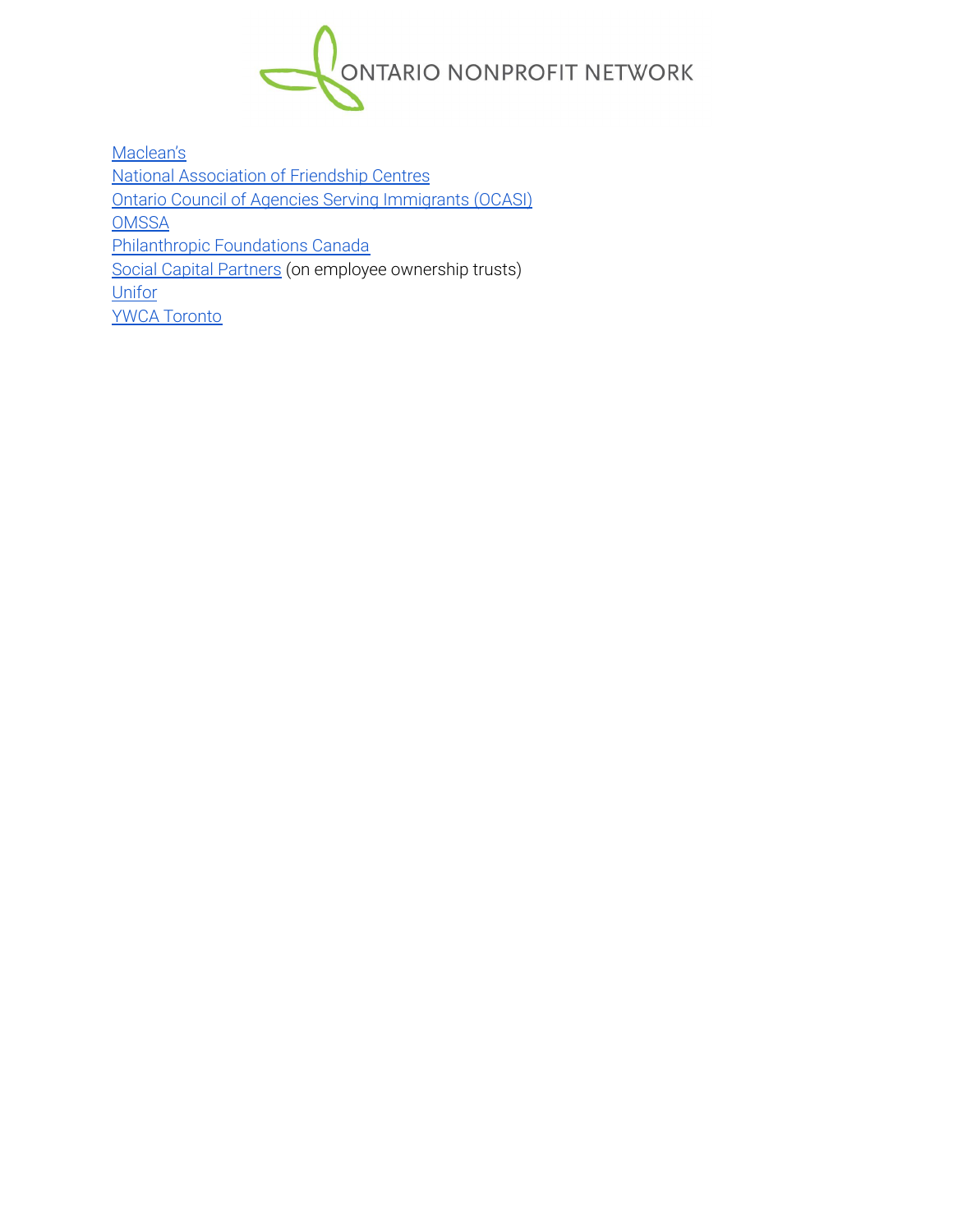Maclean's
National Association of Friendship Centres
Ontario Council of Agencies Serving Immigrants (OCASI)
OMSSA
Philanthropic Foundations Canada
Social Capital Partners (on employee ownership trusts)
Unifor
YWCA Toronto